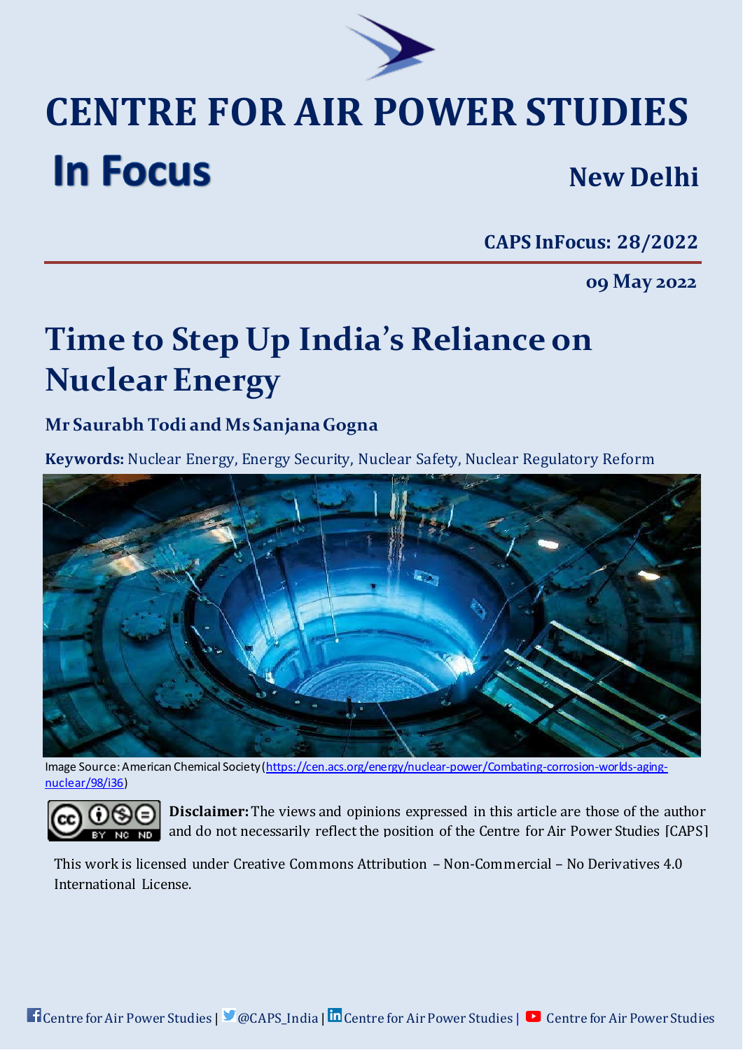# CENTRE FOR AIR POWER STUDIES

## In Focus

**New Delhi**

**CAPS InFocus: 28/2022**

**09 May 2022**

# Time to Step Up India's Reliance on Nuclear Energy

### Mr Saurabh Todi and Ms Sanjana Gogna

**Keywords:** Nuclear Energy, Energy Security, Nuclear Safety, Nuclear Regulatory Reform

Image Source: American Chemical Society (https://cen.acs.org/energy/nuclear-power/Combating-corrosion-worlds-aging-nuclear/98/i36)

**Disclaimer:** The views and opinions expressed in this article are those of the author and do not necessarily reflect the position of the Centre for Air Power Studies [CAPS]

This work is licensed under Creative Commons Attribution – Non-Commercial – No Derivatives 4.0 International License.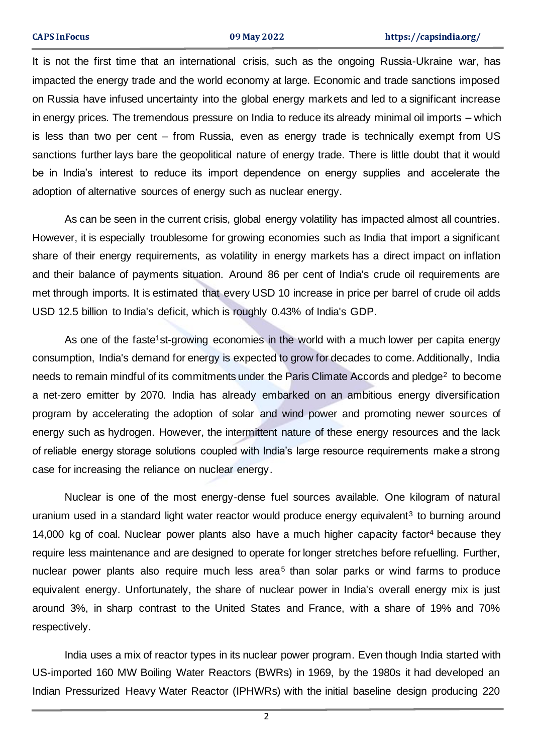It is not the first time that an international crisis, such as the ongoing Russia-Ukraine war, has impacted the energy trade and the world economy at large. Economic and trade sanctions imposed on Russia have infused uncertainty into the global energy markets and led to a significant increase in energy prices. The tremendous pressure on India to reduce its already minimal oil imports – which is less than two per cent – from Russia, even as energy trade is technically exempt from US sanctions further lays bare the geopolitical nature of energy trade. There is little doubt that it would be in India's interest to reduce its import dependence on energy supplies and accelerate the adoption of alternative sources of energy such as nuclear energy.

As can be seen in the current crisis, global energy volatility has impacted almost all countries. However, it is especially troublesome for growing economies such as India that import a significant share of their energy requirements, as volatility in energy markets has a direct impact on inflation and their balance of payments situation. Around 86 per cent of India's crude oil requirements are met through imports. It is estimated that every USD 10 increase in price per barrel of crude oil adds USD 12.5 billion to India's deficit, which is roughly 0.43% of India's GDP.

As one of the faste[1]st-growing economies in the world with a much lower per capita energy consumption, India's demand for energy is expected to grow for decades to come. Additionally, India needs to remain mindful of its commitments under the Paris Climate Accords and pledge[2] to become a net-zero emitter by 2070. India has already embarked on an ambitious energy diversification program by accelerating the adoption of solar and wind power and promoting newer sources of energy such as hydrogen. However, the intermittent nature of these energy resources and the lack of reliable energy storage solutions coupled with India's large resource requirements make a strong case for increasing the reliance on nuclear energy.

Nuclear is one of the most energy-dense fuel sources available. One kilogram of natural uranium used in a standard light water reactor would produce energy equivalent[3] to burning around 14,000 kg of coal. Nuclear power plants also have a much higher capacity factor[4] because they require less maintenance and are designed to operate for longer stretches before refuelling. Further, nuclear power plants also require much less area[5] than solar parks or wind farms to produce equivalent energy. Unfortunately, the share of nuclear power in India's overall energy mix is just around 3%, in sharp contrast to the United States and France, with a share of 19% and 70% respectively.

India uses a mix of reactor types in its nuclear power program. Even though India started with US-imported 160 MW Boiling Water Reactors (BWRs) in 1969, by the 1980s it had developed an Indian Pressurized Heavy Water Reactor (IPHWRs) with the initial baseline design producing 220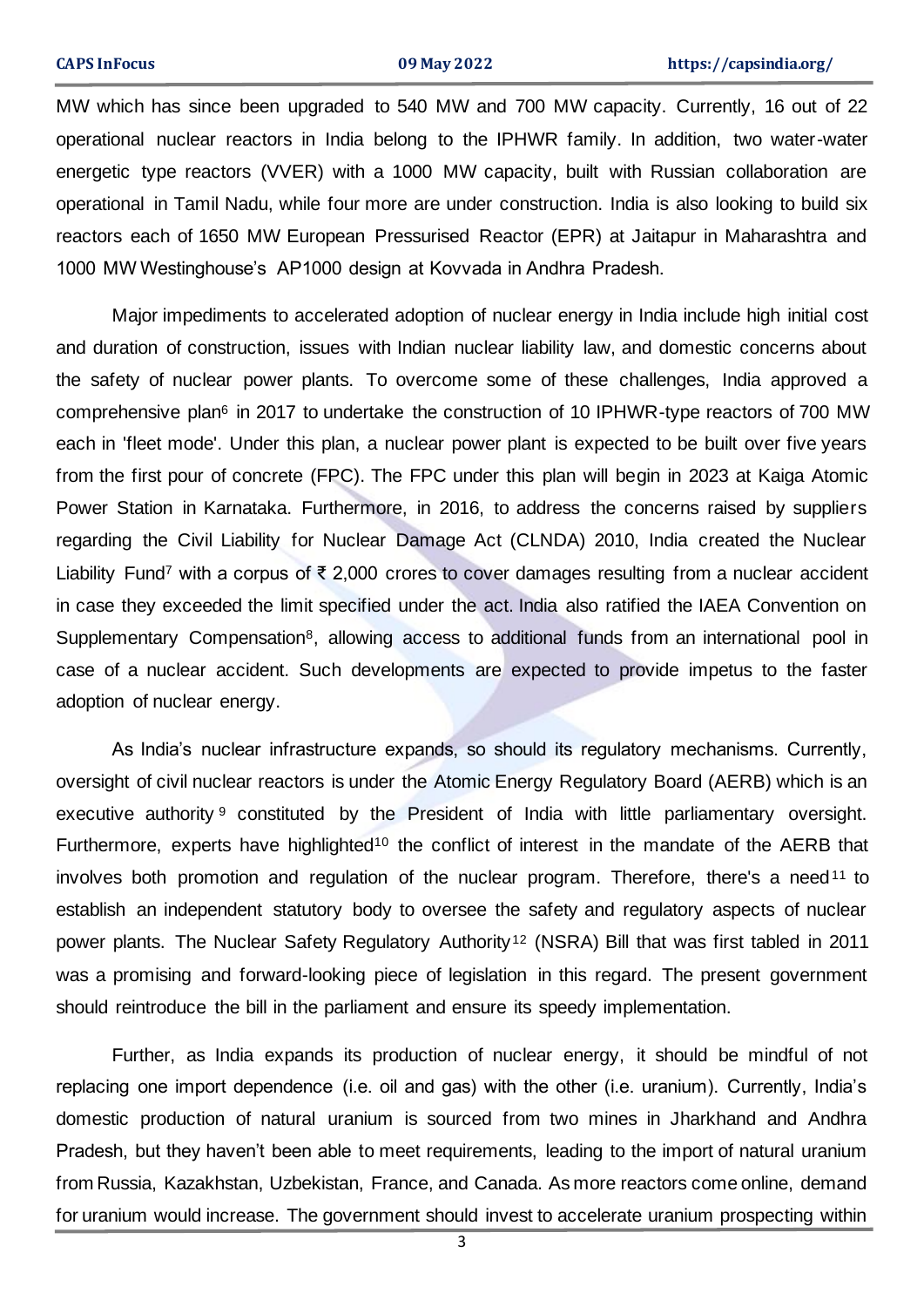MW which has since been upgraded to 540 MW and 700 MW capacity. Currently, 16 out of 22 operational nuclear reactors in India belong to the IPHWR family. In addition, two water-water energetic type reactors (VVER) with a 1000 MW capacity, built with Russian collaboration are operational in Tamil Nadu, while four more are under construction. India is also looking to build six reactors each of 1650 MW European Pressurised Reactor (EPR) at Jaitapur in Maharashtra and 1000 MW Westinghouse's AP1000 design at Kovvada in Andhra Pradesh.

Major impediments to accelerated adoption of nuclear energy in India include high initial cost and duration of construction, issues with Indian nuclear liability law, and domestic concerns about the safety of nuclear power plants. To overcome some of these challenges, India approved a comprehensive plan[6] in 2017 to undertake the construction of 10 IPHWR-type reactors of 700 MW each in 'fleet mode'. Under this plan, a nuclear power plant is expected to be built over five years from the first pour of concrete (FPC). The FPC under this plan will begin in 2023 at Kaiga Atomic Power Station in Karnataka. Furthermore, in 2016, to address the concerns raised by suppliers regarding the Civil Liability for Nuclear Damage Act (CLNDA) 2010, India created the Nuclear Liability Fund[7] with a corpus of ₹ 2,000 crores to cover damages resulting from a nuclear accident in case they exceeded the limit specified under the act. India also ratified the IAEA Convention on Supplementary Compensation[8], allowing access to additional funds from an international pool in case of a nuclear accident. Such developments are expected to provide impetus to the faster adoption of nuclear energy.

As India's nuclear infrastructure expands, so should its regulatory mechanisms. Currently, oversight of civil nuclear reactors is under the Atomic Energy Regulatory Board (AERB) which is an executive authority[9] constituted by the President of India with little parliamentary oversight. Furthermore, experts have highlighted[10] the conflict of interest in the mandate of the AERB that involves both promotion and regulation of the nuclear program. Therefore, there's a need[11] to establish an independent statutory body to oversee the safety and regulatory aspects of nuclear power plants. The Nuclear Safety Regulatory Authority[12] (NSRA) Bill that was first tabled in 2011 was a promising and forward-looking piece of legislation in this regard. The present government should reintroduce the bill in the parliament and ensure its speedy implementation.

Further, as India expands its production of nuclear energy, it should be mindful of not replacing one import dependence (i.e. oil and gas) with the other (i.e. uranium). Currently, India's domestic production of natural uranium is sourced from two mines in Jharkhand and Andhra Pradesh, but they haven't been able to meet requirements, leading to the import of natural uranium from Russia, Kazakhstan, Uzbekistan, France, and Canada. As more reactors come online, demand for uranium would increase. The government should invest to accelerate uranium prospecting within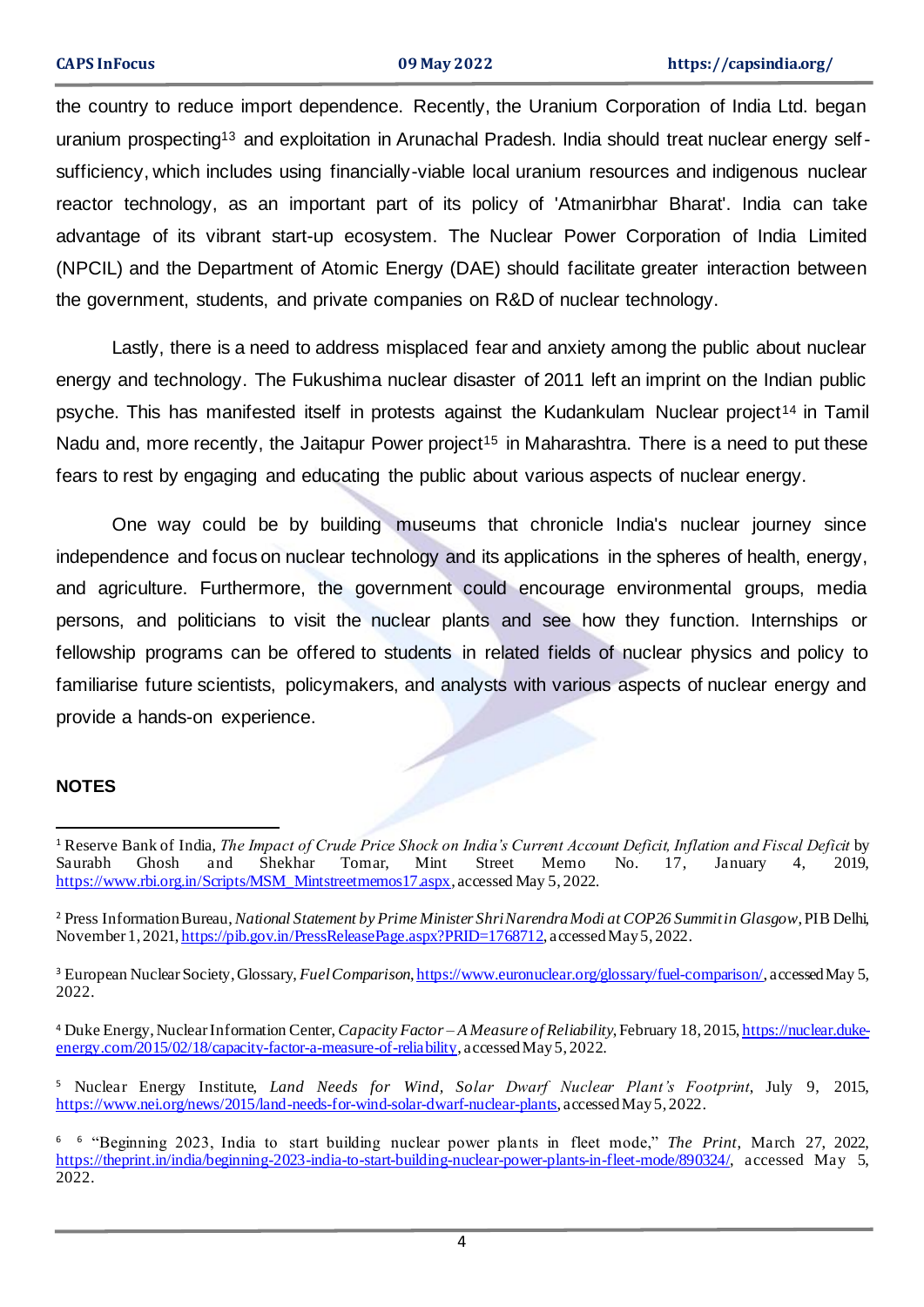the country to reduce import dependence. Recently, the Uranium Corporation of India Ltd. began uranium prospecting[13] and exploitation in Arunachal Pradesh. India should treat nuclear energy self-sufficiency, which includes using financially-viable local uranium resources and indigenous nuclear reactor technology, as an important part of its policy of 'Atmanirbhar Bharat'. India can take advantage of its vibrant start-up ecosystem. The Nuclear Power Corporation of India Limited (NPCIL) and the Department of Atomic Energy (DAE) should facilitate greater interaction between the government, students, and private companies on R&D of nuclear technology.

Lastly, there is a need to address misplaced fear and anxiety among the public about nuclear energy and technology. The Fukushima nuclear disaster of 2011 left an imprint on the Indian public psyche. This has manifested itself in protests against the Kudankulam Nuclear project[14] in Tamil Nadu and, more recently, the Jaitapur Power project[15] in Maharashtra. There is a need to put these fears to rest by engaging and educating the public about various aspects of nuclear energy.

One way could be by building museums that chronicle India's nuclear journey since independence and focus on nuclear technology and its applications in the spheres of health, energy, and agriculture. Furthermore, the government could encourage environmental groups, media persons, and politicians to visit the nuclear plants and see how they function. Internships or fellowship programs can be offered to students in related fields of nuclear physics and policy to familiarise future scientists, policymakers, and analysts with various aspects of nuclear energy and provide a hands-on experience.

**NOTES**

[1] Reserve Bank of India, *The Impact of Crude Price Shock on India's Current Account Deficit, Inflation and Fiscal Deficit* by Saurabh Ghosh and Shekhar Tomar, Mint Street Memo No. 17, January 4, 2019, https://www.rbi.org.in/Scripts/MSM_Mintstreetmemos17.aspx, accessed May 5, 2022.

[2] Press Information Bureau, *National Statement by Prime Minister Shri Narendra Modi at COP26 Summit in Glasgow*, PIB Delhi, November 1, 2021, https://pib.gov.in/PressReleasePage.aspx?PRID=1768712, accessed May 5, 2022.

[3] European Nuclear Society, Glossary, *Fuel Comparison*, https://www.euronuclear.org/glossary/fuel-comparison/, accessed May 5, 2022.

[4] Duke Energy, Nuclear Information Center, *Capacity Factor – A Measure of Reliability*, February 18, 2015, https://nuclear.duke-energy.com/2015/02/18/capacity-factor-a-measure-of-reliability, accessed May 5, 2022.

[5] Nuclear Energy Institute, *Land Needs for Wind, Solar Dwarf Nuclear Plant's Footprint*, July 9, 2015, https://www.nei.org/news/2015/land-needs-for-wind-solar-dwarf-nuclear-plants, accessed May 5, 2022.

[6] [6] "Beginning 2023, India to start building nuclear power plants in fleet mode," *The Print*, March 27, 2022, https://theprint.in/india/beginning-2023-india-to-start-building-nuclear-power-plants-in-fleet-mode/890324/, accessed May 5, 2022.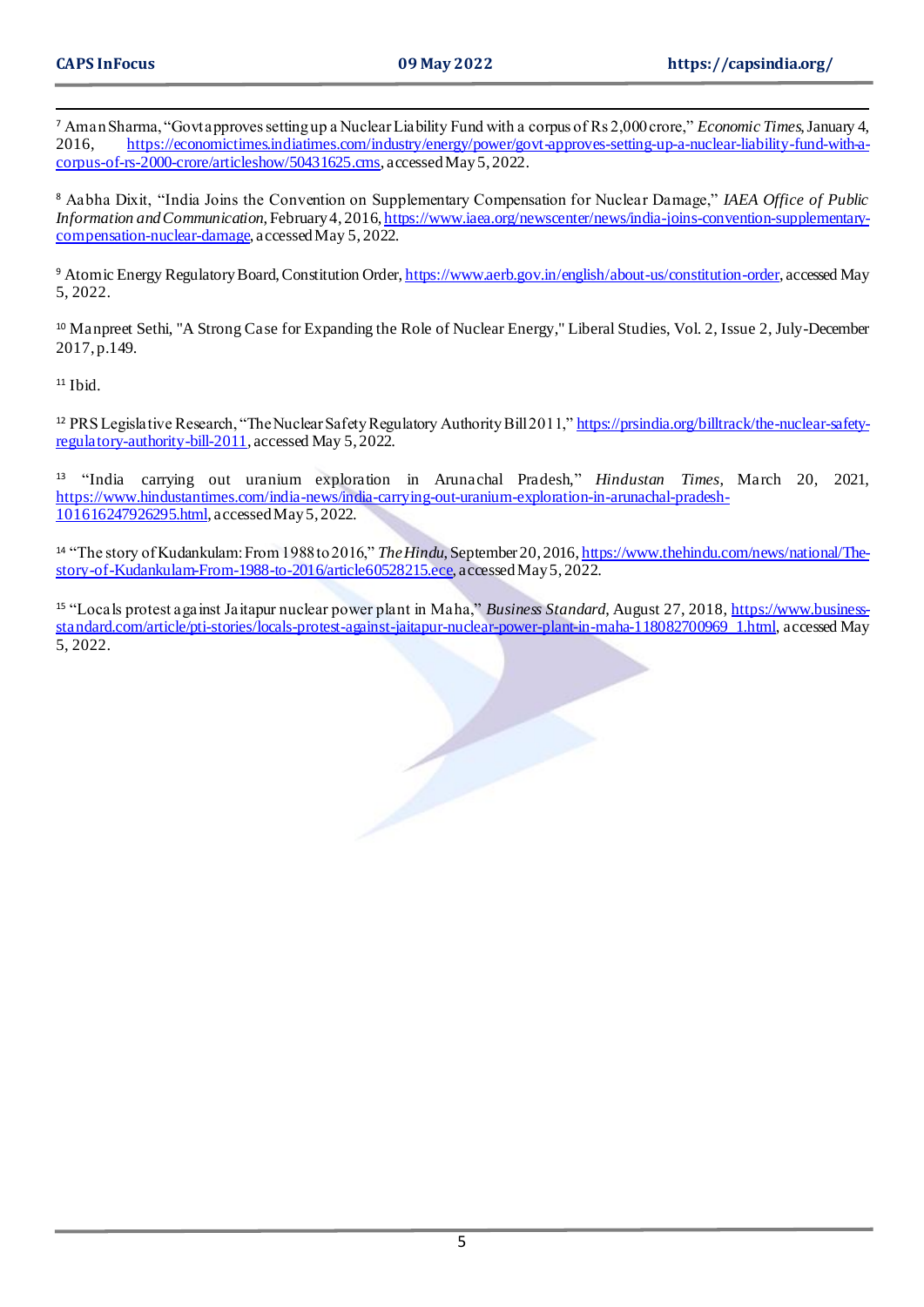[7] Aman Sharma, "Govt approves setting up a Nuclear Liability Fund with a corpus of Rs 2,000 crore," *Economic Times*, January 4, 2016, https://economictimes.indiatimes.com/industry/energy/power/govt-approves-setting-up-a-nuclear-liability-fund-with-a-corpus-of-rs-2000-crore/articleshow/50431625.cms, accessed May 5, 2022.

[8] Aabha Dixit, "India Joins the Convention on Supplementary Compensation for Nuclear Damage," *IAEA Office of Public Information and Communication*, February 4, 2016, https://www.iaea.org/newscenter/news/india-joins-convention-supplementary-compensation-nuclear-damage, accessed May 5, 2022.

[9] Atomic Energy Regulatory Board, Constitution Order, https://www.aerb.gov.in/english/about-us/constitution-order, accessed May 5, 2022.

[10] Manpreet Sethi, "A Strong Case for Expanding the Role of Nuclear Energy," Liberal Studies, Vol. 2, Issue 2, July-December 2017, p.149.

[11] Ibid.

[12] PRS Legislative Research, "The Nuclear Safety Regulatory Authority Bill 2011," https://prsindia.org/billtrack/the-nuclear-safety-regulatory-authority-bill-2011, accessed May 5, 2022.

[13] "India carrying out uranium exploration in Arunachal Pradesh," *Hindustan Times*, March 20, 2021, https://www.hindustantimes.com/india-news/india-carrying-out-uranium-exploration-in-arunachal-pradesh-101616247926295.html, accessed May 5, 2022.

[14] "The story of Kudankulam: From 1988 to 2016," *The Hindu*, September 20, 2016, https://www.thehindu.com/news/national/The-story-of-Kudankulam-From-1988-to-2016/article60528215.ece, accessed May 5, 2022.

[15] "Locals protest against Jaitapur nuclear power plant in Maha," *Business Standard*, August 27, 2018, https://www.business-standard.com/article/pti-stories/locals-protest-against-jaitapur-nuclear-power-plant-in-maha-118082700969_1.html, accessed May 5, 2022.